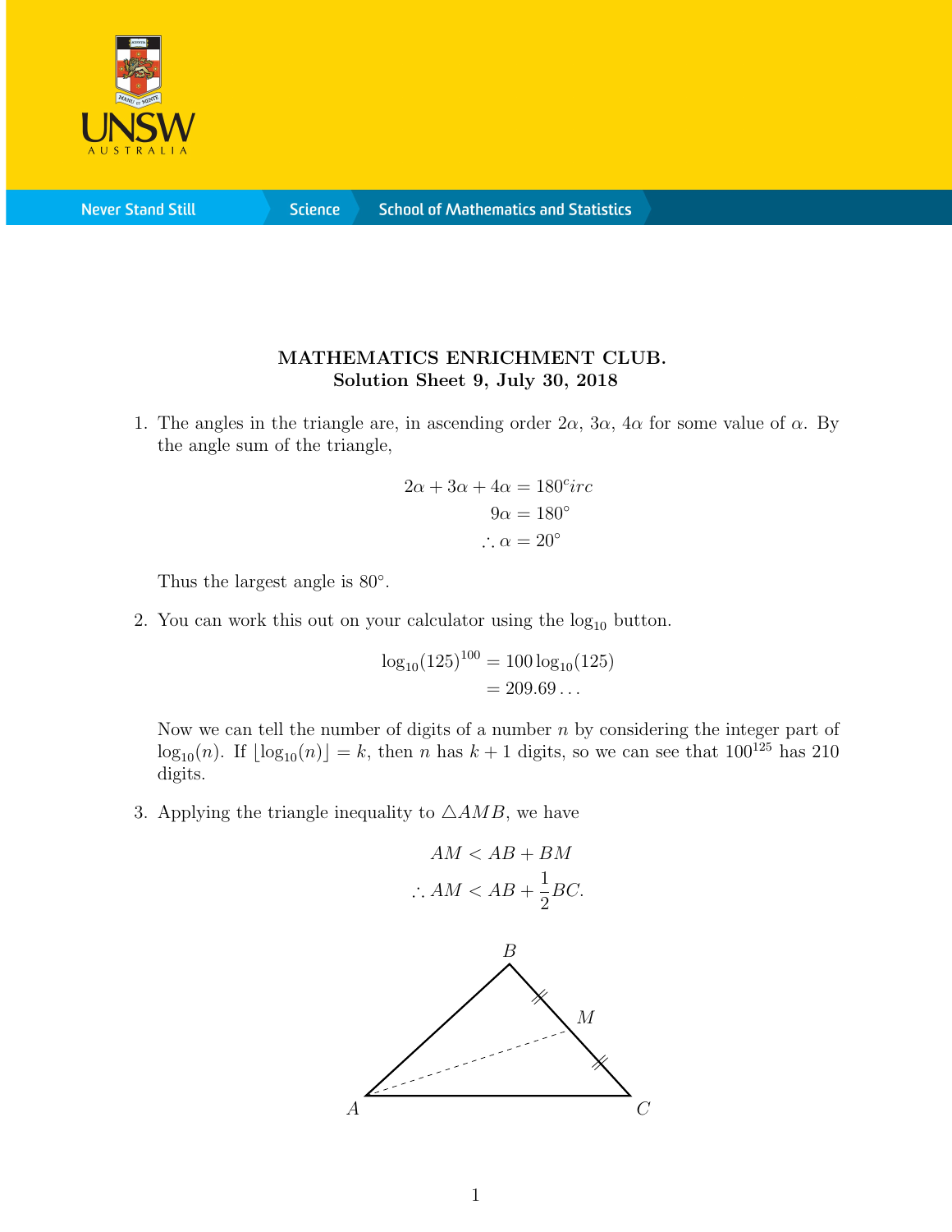**MATHEMATICS ENRICHMENT CLUB.**
**Solution Sheet 9, July 30, 2018**

1. The angles in the triangle are, in ascending order $2\alpha$, $3\alpha$, $4\alpha$ for some value of $\alpha$. By the angle sum of the triangle,

$$
\begin{aligned}
2\alpha + 3\alpha + 4\alpha &= 180^circ \\
9\alpha &= 180^\circ \\
\therefore \alpha &= 20^\circ
\end{aligned}
$$

Thus the largest angle is $80^\circ$.

2. You can work this out on your calculator using the $\log_{10}$ button.

$$
\begin{aligned}
\log_{10}(125)^{100} &= 100\log_{10}(125) \\
&= 209.69\ldots
\end{aligned}
$$

Now we can tell the number of digits of a number $n$ by considering the integer part of $\log_{10}(n)$. If $\lfloor \log_{10}(n) \rfloor = k$, then $n$ has $k+1$ digits, so we can see that $100^{125}$ has 210 digits.

3. Applying the triangle inequality to $\triangle AMB$, we have

$$
\begin{aligned}
AM &< AB + BM \\
\therefore AM &< AB + \frac{1}{2}BC.
\end{aligned}
$$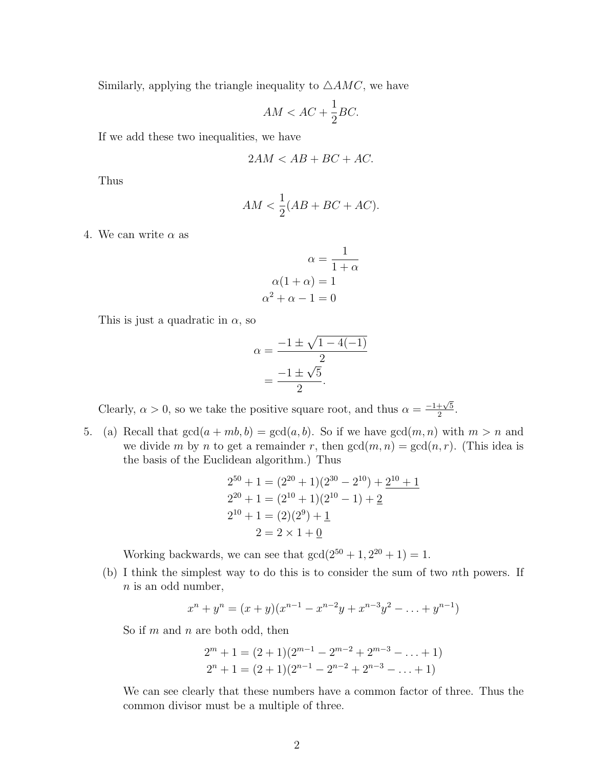Similarly, applying the triangle inequality to $\triangle AMC$, we have

$$AM < AC + \frac{1}{2}BC.$$

If we add these two inequalities, we have

$$2AM < AB + BC + AC.$$

Thus

$$AM < \frac{1}{2}(AB + BC + AC).$$

4. We can write $\alpha$ as

$$\begin{aligned}
\alpha &= \frac{1}{1+\alpha} \\
\alpha(1+\alpha) &= 1 \\
\alpha^2 + \alpha - 1 &= 0
\end{aligned}$$

This is just a quadratic in $\alpha$, so

$$\begin{aligned}
\alpha &= \frac{-1 \pm \sqrt{1-4(-1)}}{2} \\
&= \frac{-1 \pm \sqrt{5}}{2}.
\end{aligned}$$

Clearly, $\alpha > 0$, so we take the positive square root, and thus $\alpha = \frac{-1+\sqrt{5}}{2}$.

5. (a) Recall that $\gcd(a + mb, b) = \gcd(a, b)$. So if we have $\gcd(m, n)$ with $m > n$ and we divide $m$ by $n$ to get a remainder $r$, then $\gcd(m, n) = \gcd(n, r)$. (This idea is the basis of the Euclidean algorithm.) Thus

$$\begin{aligned}
2^{50} + 1 &= (2^{20} + 1)(2^{30} - 2^{10}) + \underline{2^{10} + 1} \\
2^{20} + 1 &= (2^{10} + 1)(2^{10} - 1) + \underline{2} \\
2^{10} + 1 &= (2)(2^9) + \underline{1} \\
2 &= 2 \times 1 + \underline{0}
\end{aligned}$$

Working backwards, we can see that $\gcd(2^{50} + 1, 2^{20} + 1) = 1$.

(b) I think the simplest way to do this is to consider the sum of two $n$th powers. If $n$ is an odd number,

$$x^n + y^n = (x + y)(x^{n-1} - x^{n-2}y + x^{n-3}y^2 - \ldots + y^{n-1})$$

So if $m$ and $n$ are both odd, then

$$\begin{aligned}
2^m + 1 &= (2 + 1)(2^{m-1} - 2^{m-2} + 2^{m-3} - \ldots + 1) \\
2^n + 1 &= (2 + 1)(2^{n-1} - 2^{n-2} + 2^{n-3} - \ldots + 1)
\end{aligned}$$

We can see clearly that these numbers have a common factor of three. Thus the common divisor must be a multiple of three.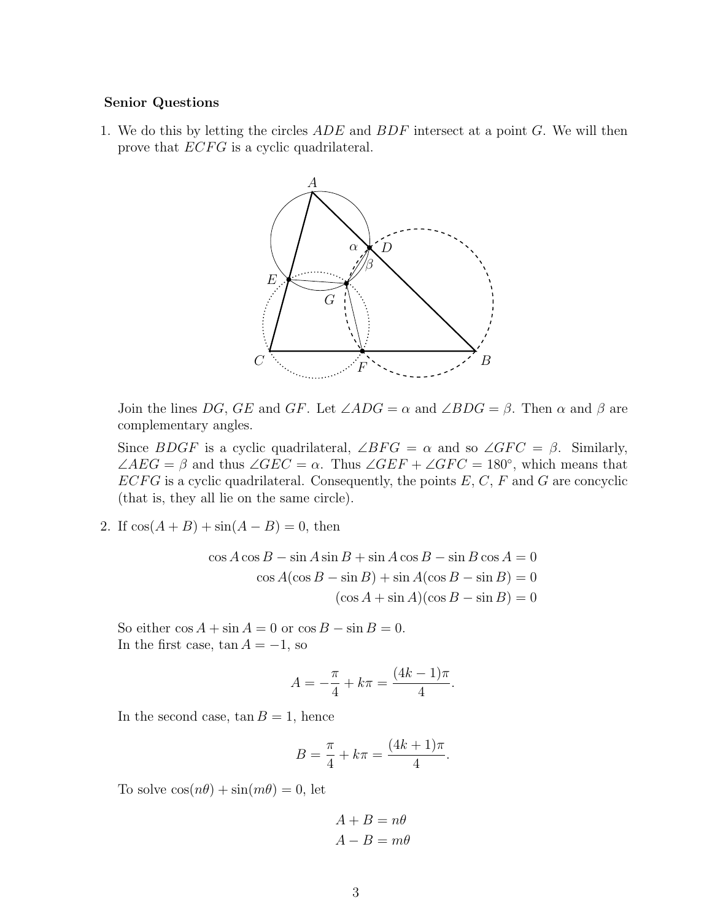**Senior Questions**

1. We do this by letting the circles $ADE$ and $BDF$ intersect at a point $G$. We will then prove that $ECFG$ is a cyclic quadrilateral.

   Join the lines $DG$, $GE$ and $GF$. Let $\angle ADG = \alpha$ and $\angle BDG = \beta$. Then $\alpha$ and $\beta$ are complementary angles.

   Since $BDGF$ is a cyclic quadrilateral, $\angle BFG = \alpha$ and so $\angle GFC = \beta$. Similarly, $\angle AEG = \beta$ and thus $\angle GEC = \alpha$. Thus $\angle GEF + \angle GFC = 180°$, which means that $ECFG$ is a cyclic quadrilateral. Consequently, the points $E$, $C$, $F$ and $G$ are concyclic (that is, they all lie on the same circle).

2. If $\cos(A + B) + \sin(A - B) = 0$, then

$$
\begin{aligned}
\cos A \cos B - \sin A \sin B + \sin A \cos B - \sin B \cos A &= 0 \\
\cos A(\cos B - \sin B) + \sin A(\cos B - \sin B) &= 0 \\
(\cos A + \sin A)(\cos B - \sin B) &= 0
\end{aligned}
$$

   So either $\cos A + \sin A = 0$ or $\cos B - \sin B = 0$.
   In the first case, $\tan A = -1$, so

$$
A = -\frac{\pi}{4} + k\pi = \frac{(4k-1)\pi}{4}.
$$

   In the second case, $\tan B = 1$, hence

$$
B = \frac{\pi}{4} + k\pi = \frac{(4k+1)\pi}{4}.
$$

   To solve $\cos(n\theta) + \sin(m\theta) = 0$, let

$$
\begin{aligned}
A + B &= n\theta \\
A - B &= m\theta
\end{aligned}
$$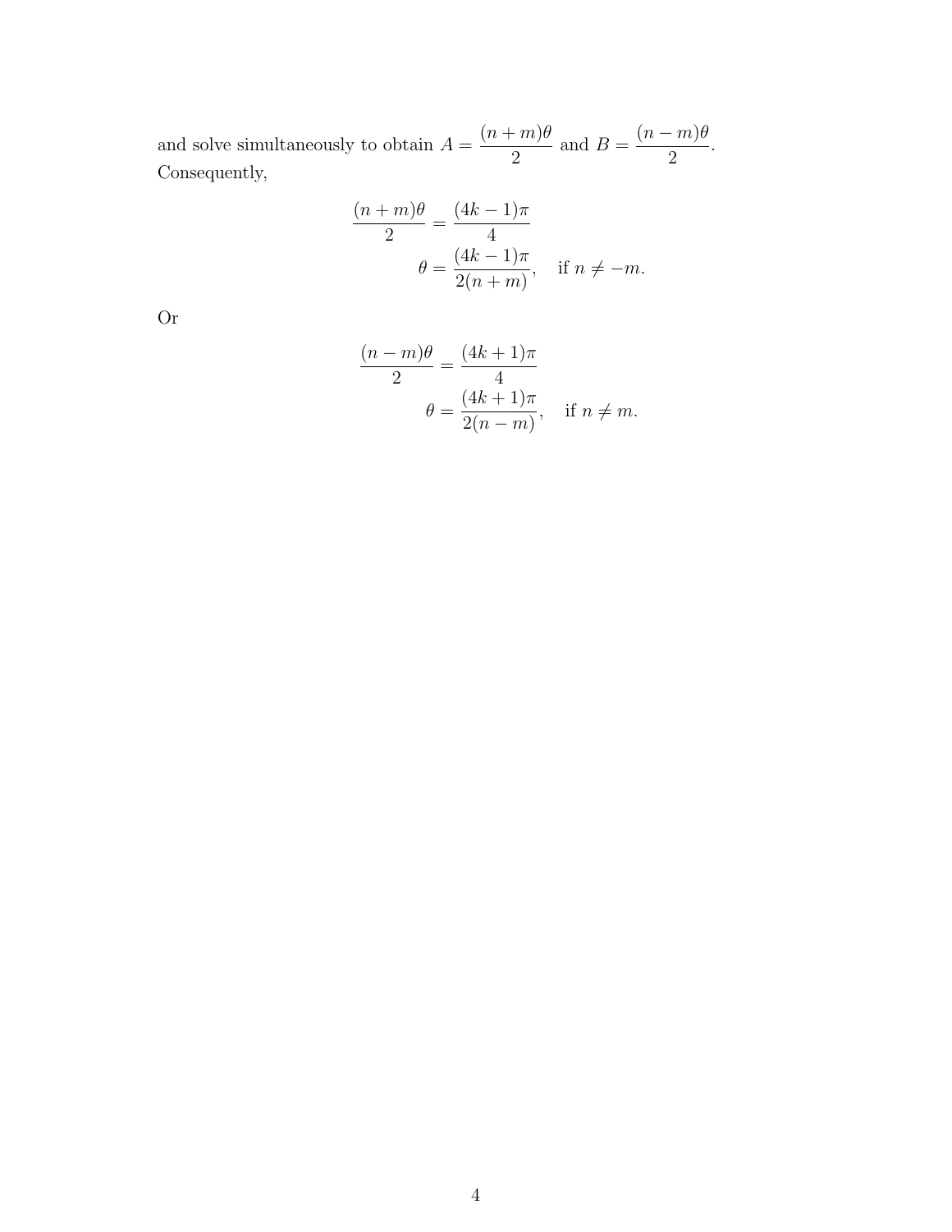and solve simultaneously to obtain $A = \dfrac{(n+m)\theta}{2}$ and $B = \dfrac{(n-m)\theta}{2}$.
Consequently,

$$
\begin{aligned}
\frac{(n+m)\theta}{2} &= \frac{(4k-1)\pi}{4} \\
\theta &= \frac{(4k-1)\pi}{2(n+m)}, \quad \text{if } n \neq -m.
\end{aligned}
$$

Or

$$
\begin{aligned}
\frac{(n-m)\theta}{2} &= \frac{(4k+1)\pi}{4} \\
\theta &= \frac{(4k+1)\pi}{2(n-m)}, \quad \text{if } n \neq m.
\end{aligned}
$$